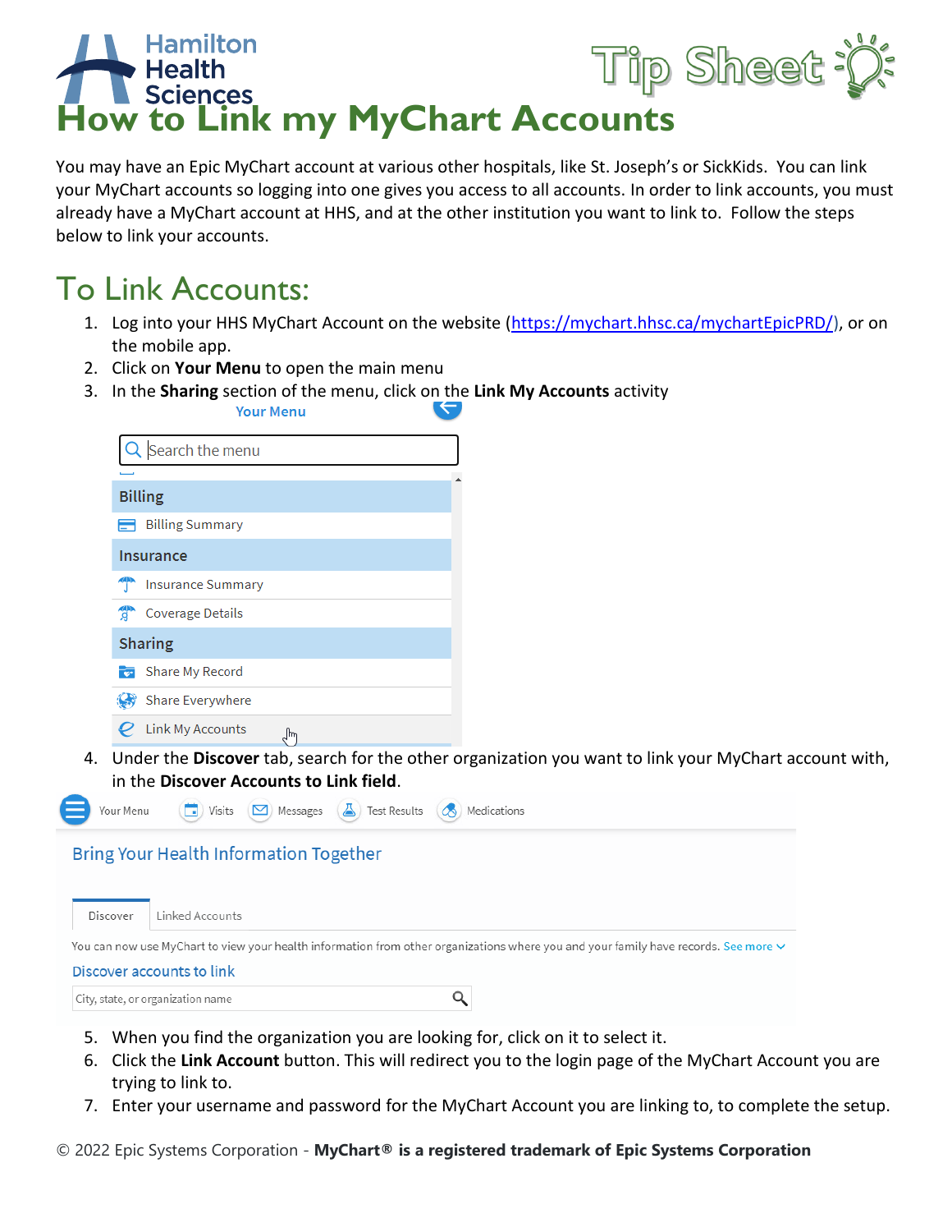# How to Link my MyChart Accounts

You may have an Epic MyChart account at various other hospitals, like St. Joseph's or SickKids. You can link your MyChart accounts so logging into one gives you access to all accounts. In order to link accounts, you must already have a MyChart account at HHS, and at the other institution you want to link to. Follow the steps below to link your accounts.

## To Link Accounts:

1. Log into your HHS MyChart Account on the website (https://mychart.hhsc.ca/mychartEpicPRD/), or on the mobile app.
2. Click on **Your Menu** to open the main menu
3. In the **Sharing** section of the menu, click on the **Link My Accounts** activity
4. Under the **Discover** tab, search for the other organization you want to link your MyChart account with, in the **Discover Accounts to Link field**.
5. When you find the organization you are looking for, click on it to select it.
6. Click the **Link Account** button. This will redirect you to the login page of the MyChart Account you are trying to link to.
7. Enter your username and password for the MyChart Account you are linking to, to complete the setup.

© 2022 Epic Systems Corporation - **MyChart® is a registered trademark of Epic Systems Corporation**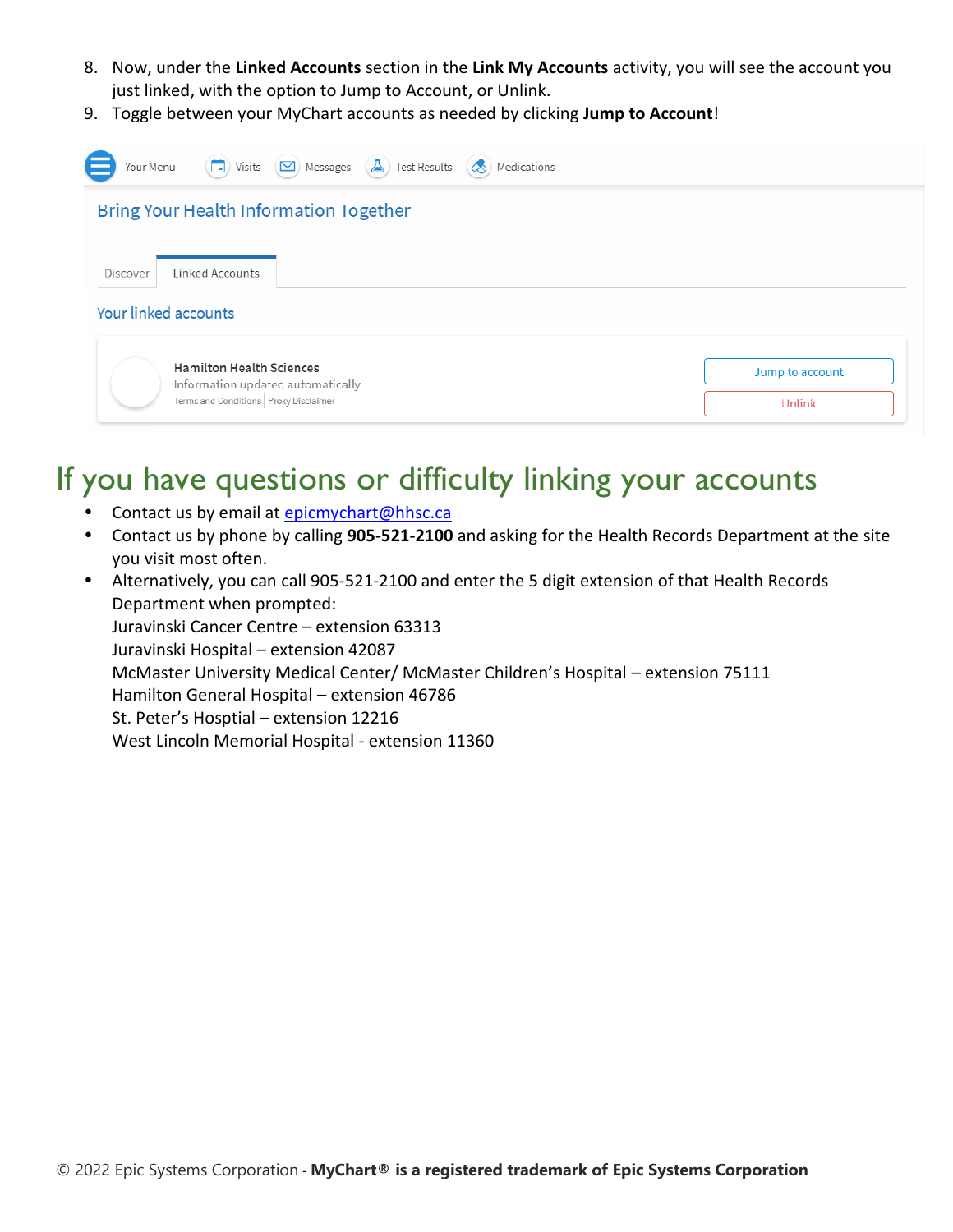8. Now, under the **Linked Accounts** section in the **Link My Accounts** activity, you will see the account you just linked, with the option to Jump to Account, or Unlink.
9. Toggle between your MyChart accounts as needed by clicking **Jump to Account**!

Your Menu   Visits   Messages   Test Results   Medications

Bring Your Health Information Together

Discover   Linked Accounts

Your linked accounts

Hamilton Health Sciences
Information updated automatically
Terms and Conditions | Proxy Disclaimer

Jump to account
Unlink

# If you have questions or difficulty linking your accounts

- Contact us by email at epicmychart@hhsc.ca
- Contact us by phone by calling **905-521-2100** and asking for the Health Records Department at the site you visit most often.
- Alternatively, you can call 905-521-2100 and enter the 5 digit extension of that Health Records Department when prompted:
  Juravinski Cancer Centre – extension 63313
  Juravinski Hospital – extension 42087
  McMaster University Medical Center/ McMaster Children's Hospital – extension 75111
  Hamilton General Hospital – extension 46786
  St. Peter's Hosptial – extension 12216
  West Lincoln Memorial Hospital - extension 11360

© 2022 Epic Systems Corporation - **MyChart® is a registered trademark of Epic Systems Corporation**